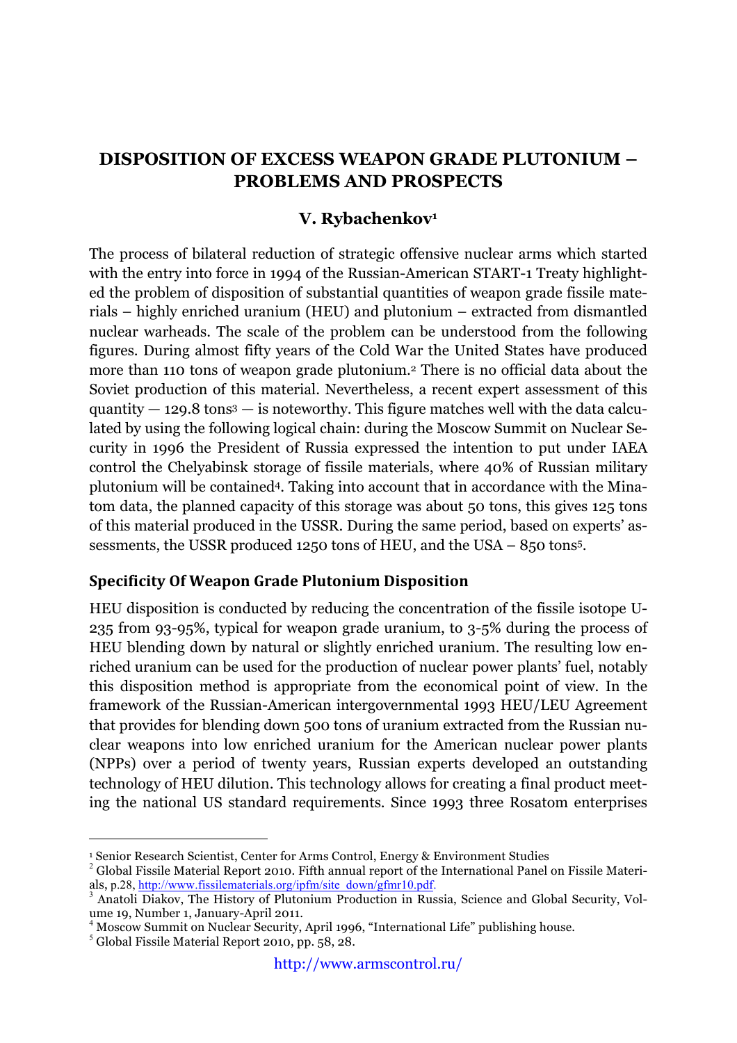# DISPOSITION OF EXCESS WEAPON GRADE PLUTONIUM – PROBLEMS AND PROSPECTS

**V. Rybachenkov**[1]

The process of bilateral reduction of strategic offensive nuclear arms which started with the entry into force in 1994 of the Russian-American START-1 Treaty highlighted the problem of disposition of substantial quantities of weapon grade fissile materials – highly enriched uranium (HEU) and plutonium – extracted from dismantled nuclear warheads. The scale of the problem can be understood from the following figures. During almost fifty years of the Cold War the United States have produced more than 110 tons of weapon grade plutonium.[2] There is no official data about the Soviet production of this material. Nevertheless, a recent expert assessment of this quantity — 129.8 tons[3] — is noteworthy. This figure matches well with the data calculated by using the following logical chain: during the Moscow Summit on Nuclear Security in 1996 the President of Russia expressed the intention to put under IAEA control the Chelyabinsk storage of fissile materials, where 40% of Russian military plutonium will be contained[4]. Taking into account that in accordance with the Minatom data, the planned capacity of this storage was about 50 tons, this gives 125 tons of this material produced in the USSR. During the same period, based on experts' assessments, the USSR produced 1250 tons of HEU, and the USA – 850 tons[5].

## Specificity Of Weapon Grade Plutonium Disposition

HEU disposition is conducted by reducing the concentration of the fissile isotope U-235 from 93-95%, typical for weapon grade uranium, to 3-5% during the process of HEU blending down by natural or slightly enriched uranium. The resulting low enriched uranium can be used for the production of nuclear power plants' fuel, notably this disposition method is appropriate from the economical point of view. In the framework of the Russian-American intergovernmental 1993 HEU/LEU Agreement that provides for blending down 500 tons of uranium extracted from the Russian nuclear weapons into low enriched uranium for the American nuclear power plants (NPPs) over a period of twenty years, Russian experts developed an outstanding technology of HEU dilution. This technology allows for creating a final product meeting the national US standard requirements. Since 1993 three Rosatom enterprises

---

[1] Senior Research Scientist, Center for Arms Control, Energy & Environment Studies

[2] Global Fissile Material Report 2010. Fifth annual report of the International Panel on Fissile Materials, p.28, http://www.fissilematerials.org/ipfm/site_down/gfmr10.pdf.

[3] Anatoli Diakov, The History of Plutonium Production in Russia, Science and Global Security, Volume 19, Number 1, January-April 2011.

[4] Moscow Summit on Nuclear Security, April 1996, "International Life" publishing house.

[5] Global Fissile Material Report 2010, pp. 58, 28.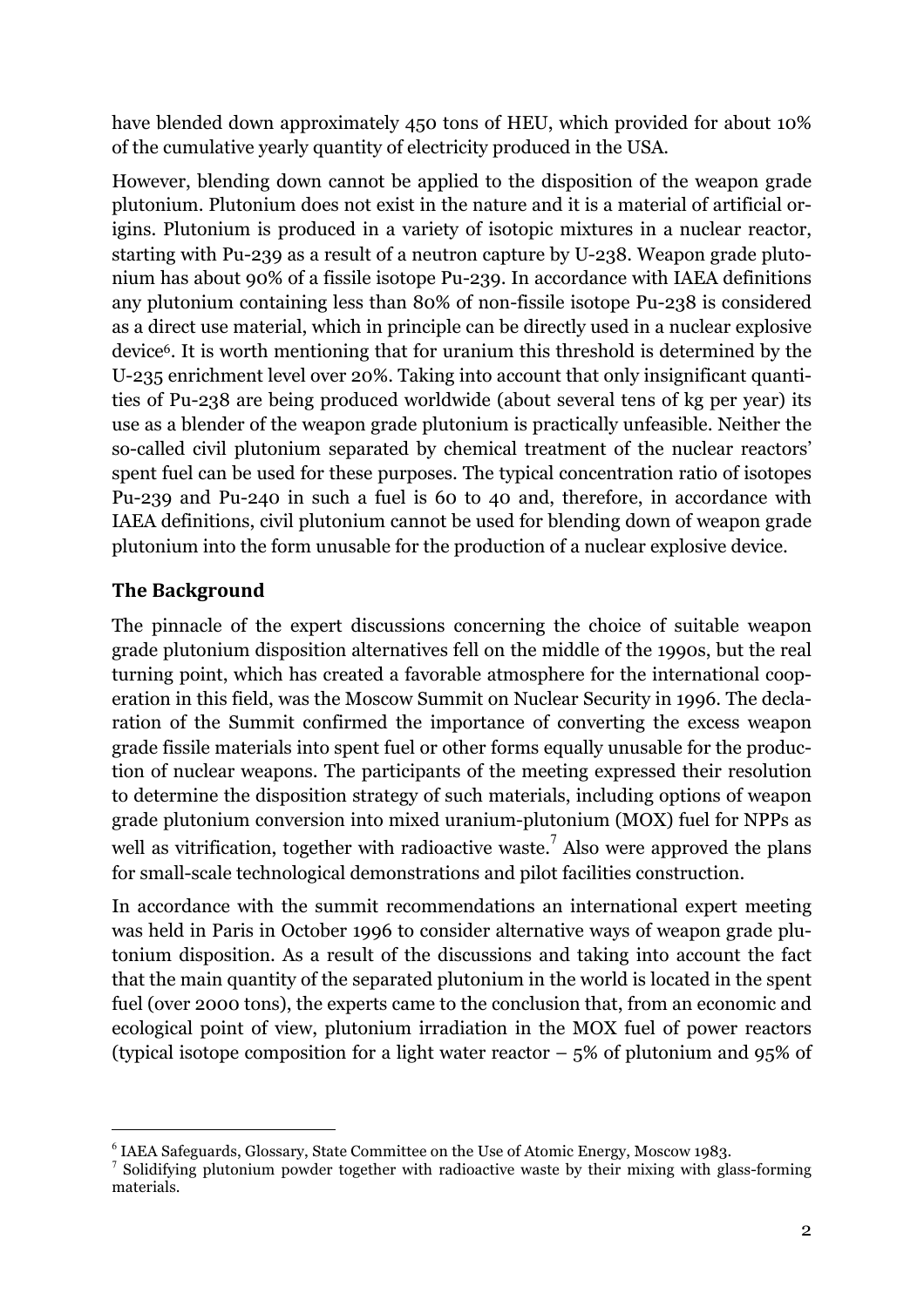have blended down approximately 450 tons of HEU, which provided for about 10% of the cumulative yearly quantity of electricity produced in the USA.

However, blending down cannot be applied to the disposition of the weapon grade plutonium. Plutonium does not exist in the nature and it is a material of artificial origins. Plutonium is produced in a variety of isotopic mixtures in a nuclear reactor, starting with Pu-239 as a result of a neutron capture by U-238. Weapon grade plutonium has about 90% of a fissile isotope Pu-239. In accordance with IAEA definitions any plutonium containing less than 80% of non-fissile isotope Pu-238 is considered as a direct use material, which in principle can be directly used in a nuclear explosive device[6]. It is worth mentioning that for uranium this threshold is determined by the U-235 enrichment level over 20%. Taking into account that only insignificant quantities of Pu-238 are being produced worldwide (about several tens of kg per year) its use as a blender of the weapon grade plutonium is practically unfeasible. Neither the so-called civil plutonium separated by chemical treatment of the nuclear reactors' spent fuel can be used for these purposes. The typical concentration ratio of isotopes Pu-239 and Pu-240 in such a fuel is 60 to 40 and, therefore, in accordance with IAEA definitions, civil plutonium cannot be used for blending down of weapon grade plutonium into the form unusable for the production of a nuclear explosive device.

## The Background

The pinnacle of the expert discussions concerning the choice of suitable weapon grade plutonium disposition alternatives fell on the middle of the 1990s, but the real turning point, which has created a favorable atmosphere for the international cooperation in this field, was the Moscow Summit on Nuclear Security in 1996. The declaration of the Summit confirmed the importance of converting the excess weapon grade fissile materials into spent fuel or other forms equally unusable for the production of nuclear weapons. The participants of the meeting expressed their resolution to determine the disposition strategy of such materials, including options of weapon grade plutonium conversion into mixed uranium-plutonium (MOX) fuel for NPPs as well as vitrification, together with radioactive waste.[7] Also were approved the plans for small-scale technological demonstrations and pilot facilities construction.

In accordance with the summit recommendations an international expert meeting was held in Paris in October 1996 to consider alternative ways of weapon grade plutonium disposition. As a result of the discussions and taking into account the fact that the main quantity of the separated plutonium in the world is located in the spent fuel (over 2000 tons), the experts came to the conclusion that, from an economic and ecological point of view, plutonium irradiation in the MOX fuel of power reactors (typical isotope composition for a light water reactor – 5% of plutonium and 95% of

---

[6] IAEA Safeguards, Glossary, State Committee on the Use of Atomic Energy, Moscow 1983.

[7] Solidifying plutonium powder together with radioactive waste by their mixing with glass-forming materials.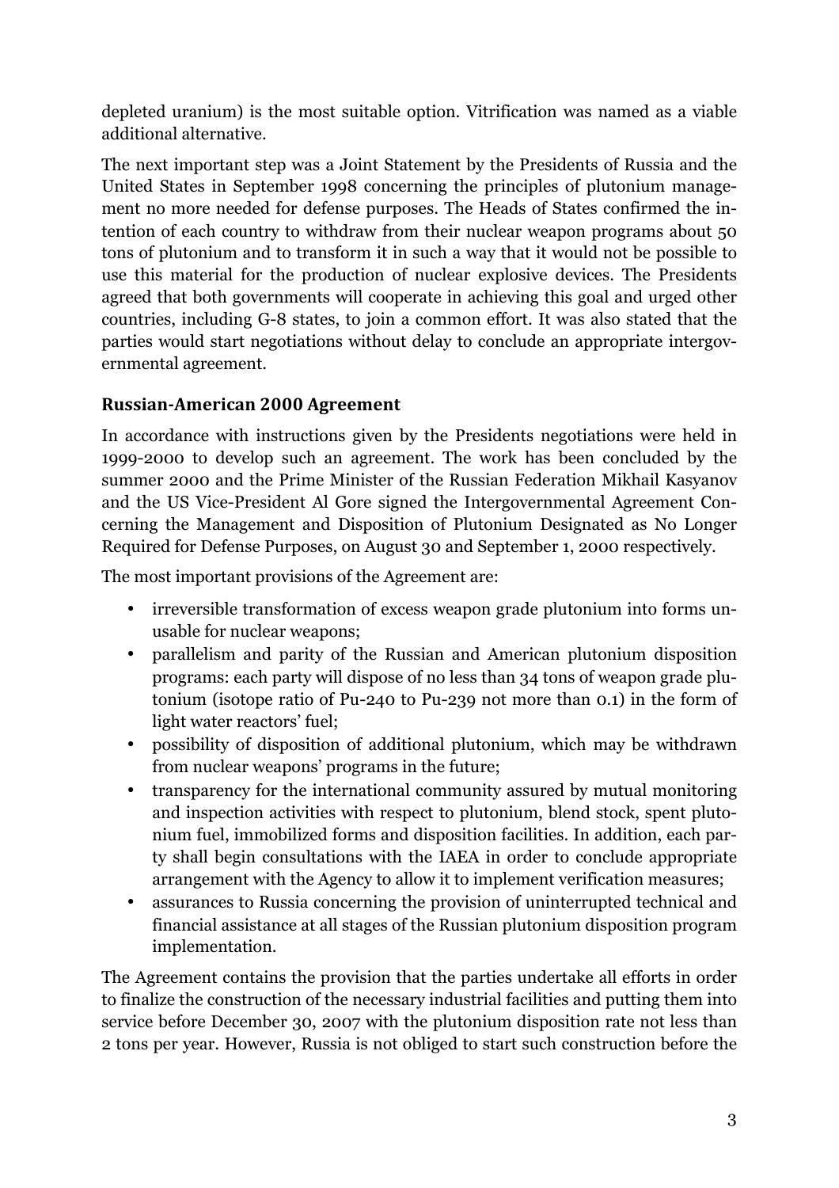depleted uranium) is the most suitable option. Vitrification was named as a viable additional alternative.

The next important step was a Joint Statement by the Presidents of Russia and the United States in September 1998 concerning the principles of plutonium management no more needed for defense purposes. The Heads of States confirmed the intention of each country to withdraw from their nuclear weapon programs about 50 tons of plutonium and to transform it in such a way that it would not be possible to use this material for the production of nuclear explosive devices. The Presidents agreed that both governments will cooperate in achieving this goal and urged other countries, including G-8 states, to join a common effort. It was also stated that the parties would start negotiations without delay to conclude an appropriate intergovernmental agreement.

### Russian-American 2000 Agreement

In accordance with instructions given by the Presidents negotiations were held in 1999-2000 to develop such an agreement. The work has been concluded by the summer 2000 and the Prime Minister of the Russian Federation Mikhail Kasyanov and the US Vice-President Al Gore signed the Intergovernmental Agreement Concerning the Management and Disposition of Plutonium Designated as No Longer Required for Defense Purposes, on August 30 and September 1, 2000 respectively.

The most important provisions of the Agreement are:

- irreversible transformation of excess weapon grade plutonium into forms unusable for nuclear weapons;
- parallelism and parity of the Russian and American plutonium disposition programs: each party will dispose of no less than 34 tons of weapon grade plutonium (isotope ratio of Pu-240 to Pu-239 not more than 0.1) in the form of light water reactors' fuel;
- possibility of disposition of additional plutonium, which may be withdrawn from nuclear weapons' programs in the future;
- transparency for the international community assured by mutual monitoring and inspection activities with respect to plutonium, blend stock, spent plutonium fuel, immobilized forms and disposition facilities. In addition, each party shall begin consultations with the IAEA in order to conclude appropriate arrangement with the Agency to allow it to implement verification measures;
- assurances to Russia concerning the provision of uninterrupted technical and financial assistance at all stages of the Russian plutonium disposition program implementation.

The Agreement contains the provision that the parties undertake all efforts in order to finalize the construction of the necessary industrial facilities and putting them into service before December 30, 2007 with the plutonium disposition rate not less than 2 tons per year. However, Russia is not obliged to start such construction before the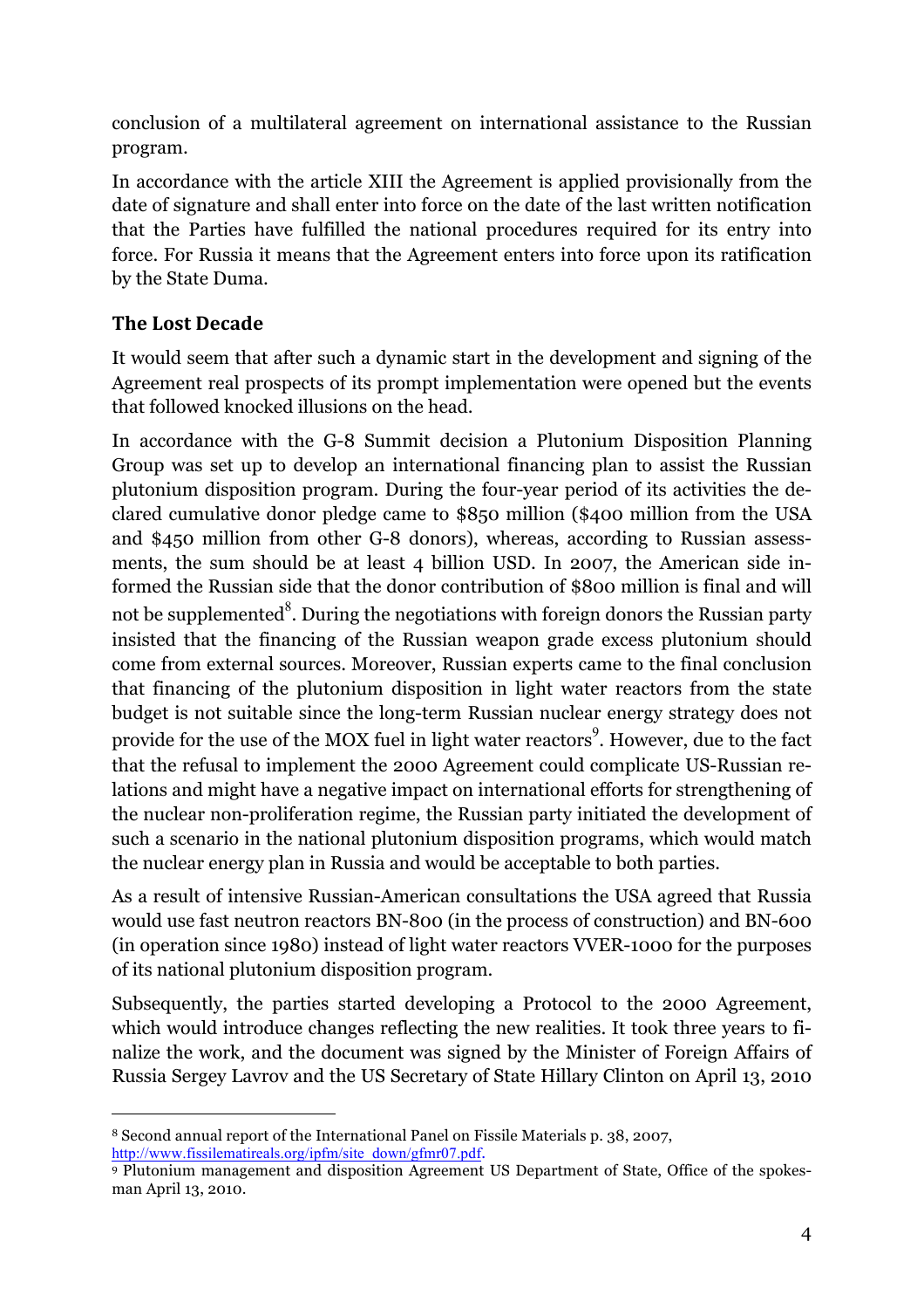conclusion of a multilateral agreement on international assistance to the Russian program.

In accordance with the article XIII the Agreement is applied provisionally from the date of signature and shall enter into force on the date of the last written notification that the Parties have fulfilled the national procedures required for its entry into force. For Russia it means that the Agreement enters into force upon its ratification by the State Duma.

## The Lost Decade

It would seem that after such a dynamic start in the development and signing of the Agreement real prospects of its prompt implementation were opened but the events that followed knocked illusions on the head.

In accordance with the G-8 Summit decision a Plutonium Disposition Planning Group was set up to develop an international financing plan to assist the Russian plutonium disposition program. During the four-year period of its activities the declared cumulative donor pledge came to $850 million ($400 million from the USA and $450 million from other G-8 donors), whereas, according to Russian assessments, the sum should be at least 4 billion USD. In 2007, the American side informed the Russian side that the donor contribution of $800 million is final and will not be supplemented[8]. During the negotiations with foreign donors the Russian party insisted that the financing of the Russian weapon grade excess plutonium should come from external sources. Moreover, Russian experts came to the final conclusion that financing of the plutonium disposition in light water reactors from the state budget is not suitable since the long-term Russian nuclear energy strategy does not provide for the use of the MOX fuel in light water reactors[9]. However, due to the fact that the refusal to implement the 2000 Agreement could complicate US-Russian relations and might have a negative impact on international efforts for strengthening of the nuclear non-proliferation regime, the Russian party initiated the development of such a scenario in the national plutonium disposition programs, which would match the nuclear energy plan in Russia and would be acceptable to both parties.

As a result of intensive Russian-American consultations the USA agreed that Russia would use fast neutron reactors BN-800 (in the process of construction) and BN-600 (in operation since 1980) instead of light water reactors VVER-1000 for the purposes of its national plutonium disposition program.

Subsequently, the parties started developing a Protocol to the 2000 Agreement, which would introduce changes reflecting the new realities. It took three years to finalize the work, and the document was signed by the Minister of Foreign Affairs of Russia Sergey Lavrov and the US Secretary of State Hillary Clinton on April 13, 2010

---

[8] Second annual report of the International Panel on Fissile Materials p. 38, 2007, http://www.fissilematireals.org/ipfm/site_down/gfmr07.pdf.

[9] Plutonium management and disposition Agreement US Department of State, Office of the spokesman April 13, 2010.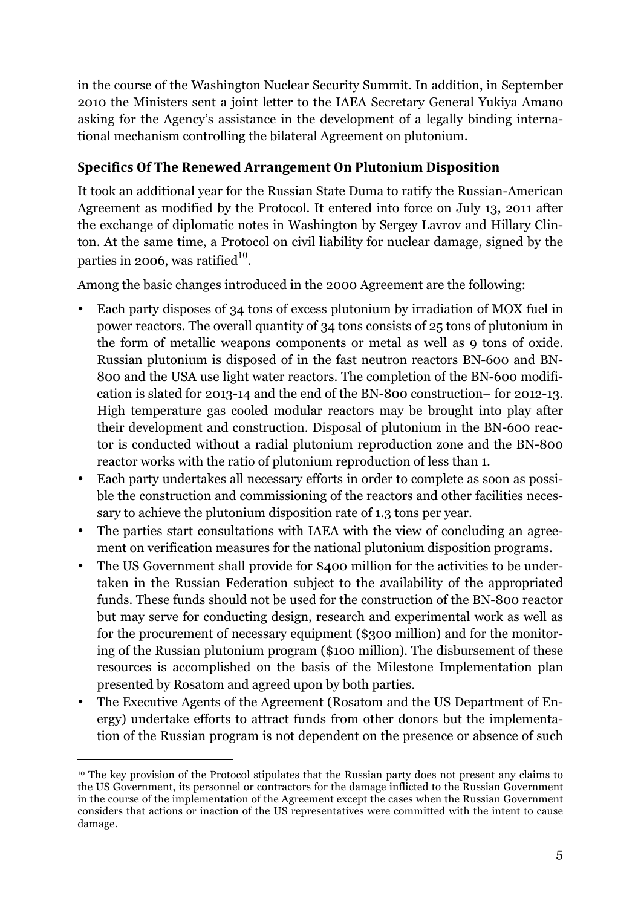in the course of the Washington Nuclear Security Summit. In addition, in September 2010 the Ministers sent a joint letter to the IAEA Secretary General Yukiya Amano asking for the Agency's assistance in the development of a legally binding international mechanism controlling the bilateral Agreement on plutonium.

## Specifics Of The Renewed Arrangement On Plutonium Disposition

It took an additional year for the Russian State Duma to ratify the Russian-American Agreement as modified by the Protocol. It entered into force on July 13, 2011 after the exchange of diplomatic notes in Washington by Sergey Lavrov and Hillary Clinton. At the same time, a Protocol on civil liability for nuclear damage, signed by the parties in 2006, was ratified[10].

Among the basic changes introduced in the 2000 Agreement are the following:

- Each party disposes of 34 tons of excess plutonium by irradiation of MOX fuel in power reactors. The overall quantity of 34 tons consists of 25 tons of plutonium in the form of metallic weapons components or metal as well as 9 tons of oxide. Russian plutonium is disposed of in the fast neutron reactors BN-600 and BN-800 and the USA use light water reactors. The completion of the BN-600 modification is slated for 2013-14 and the end of the BN-800 construction– for 2012-13. High temperature gas cooled modular reactors may be brought into play after their development and construction. Disposal of plutonium in the BN-600 reactor is conducted without a radial plutonium reproduction zone and the BN-800 reactor works with the ratio of plutonium reproduction of less than 1.
- Each party undertakes all necessary efforts in order to complete as soon as possible the construction and commissioning of the reactors and other facilities necessary to achieve the plutonium disposition rate of 1.3 tons per year.
- The parties start consultations with IAEA with the view of concluding an agreement on verification measures for the national plutonium disposition programs.
- The US Government shall provide for $400 million for the activities to be undertaken in the Russian Federation subject to the availability of the appropriated funds. These funds should not be used for the construction of the BN-800 reactor but may serve for conducting design, research and experimental work as well as for the procurement of necessary equipment ($300 million) and for the monitoring of the Russian plutonium program ($100 million). The disbursement of these resources is accomplished on the basis of the Milestone Implementation plan presented by Rosatom and agreed upon by both parties.
- The Executive Agents of the Agreement (Rosatom and the US Department of Energy) undertake efforts to attract funds from other donors but the implementation of the Russian program is not dependent on the presence or absence of such

---

[10] The key provision of the Protocol stipulates that the Russian party does not present any claims to the US Government, its personnel or contractors for the damage inflicted to the Russian Government in the course of the implementation of the Agreement except the cases when the Russian Government considers that actions or inaction of the US representatives were committed with the intent to cause damage.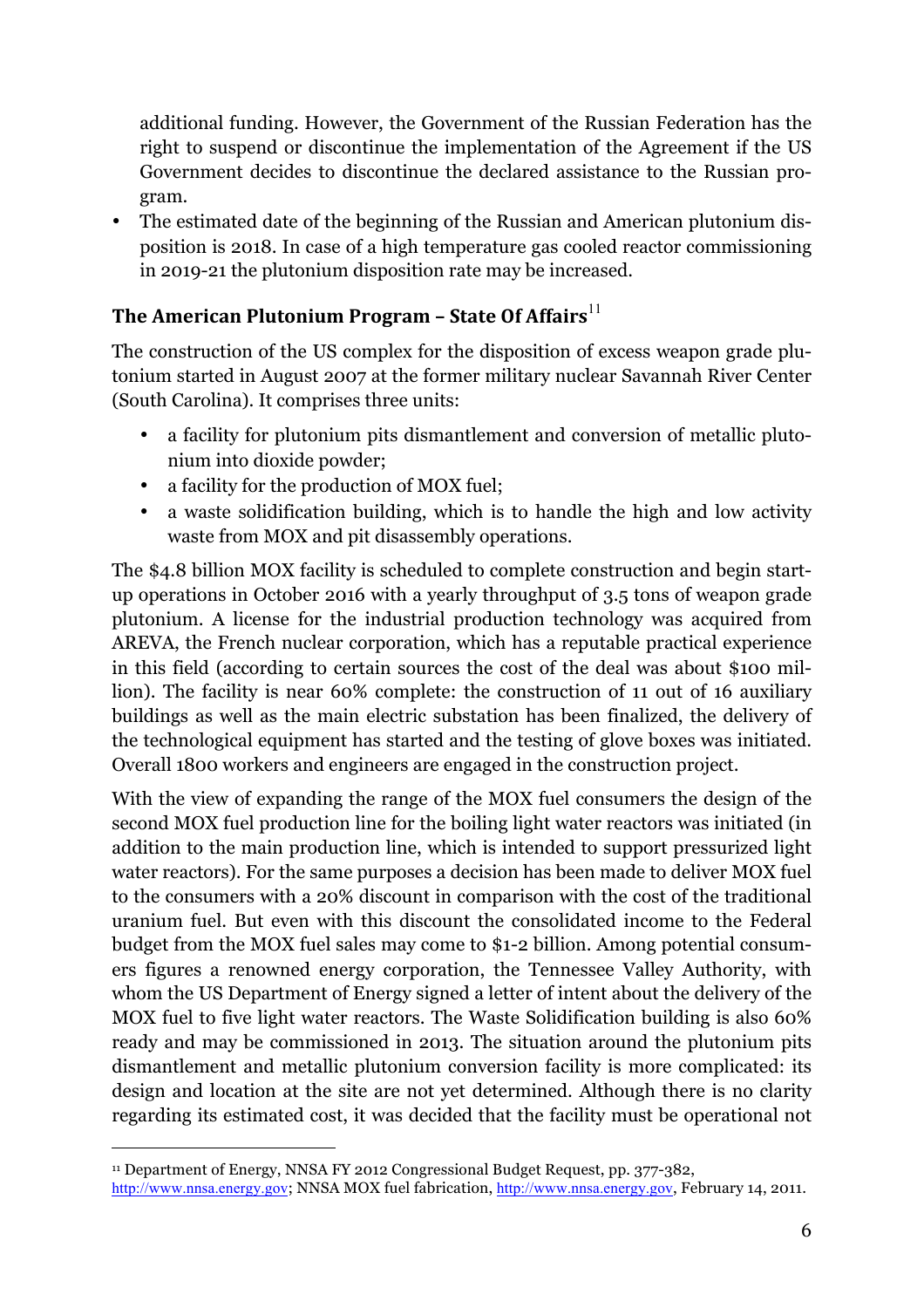additional funding. However, the Government of the Russian Federation has the right to suspend or discontinue the implementation of the Agreement if the US Government decides to discontinue the declared assistance to the Russian program.

- The estimated date of the beginning of the Russian and American plutonium disposition is 2018. In case of a high temperature gas cooled reactor commissioning in 2019-21 the plutonium disposition rate may be increased.

## The American Plutonium Program – State Of Affairs[11]

The construction of the US complex for the disposition of excess weapon grade plutonium started in August 2007 at the former military nuclear Savannah River Center (South Carolina). It comprises three units:

- a facility for plutonium pits dismantlement and conversion of metallic plutonium into dioxide powder;
- a facility for the production of MOX fuel;
- a waste solidification building, which is to handle the high and low activity waste from MOX and pit disassembly operations.

The $4.8 billion MOX facility is scheduled to complete construction and begin start-up operations in October 2016 with a yearly throughput of 3.5 tons of weapon grade plutonium. A license for the industrial production technology was acquired from AREVA, the French nuclear corporation, which has a reputable practical experience in this field (according to certain sources the cost of the deal was about $100 million). The facility is near 60% complete: the construction of 11 out of 16 auxiliary buildings as well as the main electric substation has been finalized, the delivery of the technological equipment has started and the testing of glove boxes was initiated. Overall 1800 workers and engineers are engaged in the construction project.

With the view of expanding the range of the MOX fuel consumers the design of the second MOX fuel production line for the boiling light water reactors was initiated (in addition to the main production line, which is intended to support pressurized light water reactors). For the same purposes a decision has been made to deliver MOX fuel to the consumers with a 20% discount in comparison with the cost of the traditional uranium fuel. But even with this discount the consolidated income to the Federal budget from the MOX fuel sales may come to $1-2 billion. Among potential consumers figures a renowned energy corporation, the Tennessee Valley Authority, with whom the US Department of Energy signed a letter of intent about the delivery of the MOX fuel to five light water reactors. The Waste Solidification building is also 60% ready and may be commissioned in 2013. The situation around the plutonium pits dismantlement and metallic plutonium conversion facility is more complicated: its design and location at the site are not yet determined. Although there is no clarity regarding its estimated cost, it was decided that the facility must be operational not

---

[11] Department of Energy, NNSA FY 2012 Congressional Budget Request, pp. 377-382, http://www.nnsa.energy.gov; NNSA MOX fuel fabrication, http://www.nnsa.energy.gov, February 14, 2011.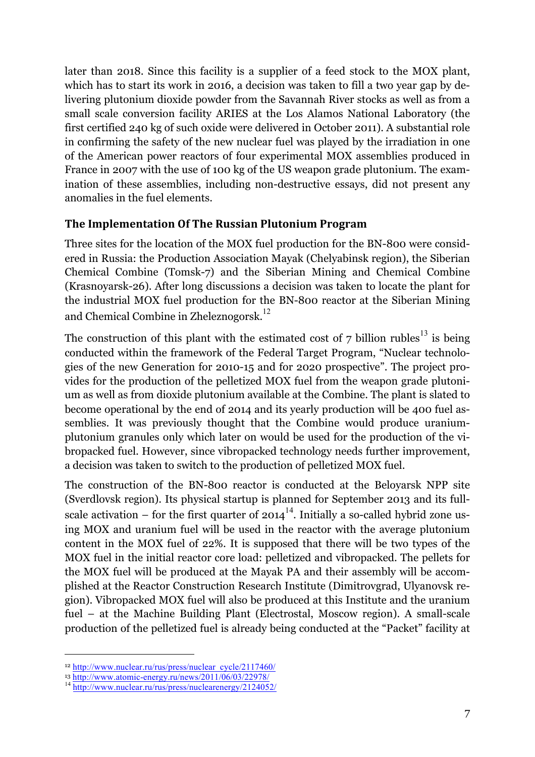later than 2018. Since this facility is a supplier of a feed stock to the MOX plant, which has to start its work in 2016, a decision was taken to fill a two year gap by delivering plutonium dioxide powder from the Savannah River stocks as well as from a small scale conversion facility ARIES at the Los Alamos National Laboratory (the first certified 240 kg of such oxide were delivered in October 2011). A substantial role in confirming the safety of the new nuclear fuel was played by the irradiation in one of the American power reactors of four experimental MOX assemblies produced in France in 2007 with the use of 100 kg of the US weapon grade plutonium. The examination of these assemblies, including non-destructive essays, did not present any anomalies in the fuel elements.

## The Implementation Of The Russian Plutonium Program

Three sites for the location of the MOX fuel production for the BN-800 were considered in Russia: the Production Association Mayak (Chelyabinsk region), the Siberian Chemical Combine (Tomsk-7) and the Siberian Mining and Chemical Combine (Krasnoyarsk-26). After long discussions a decision was taken to locate the plant for the industrial MOX fuel production for the BN-800 reactor at the Siberian Mining and Chemical Combine in Zheleznogorsk.[12]

The construction of this plant with the estimated cost of 7 billion rubles[13] is being conducted within the framework of the Federal Target Program, "Nuclear technologies of the new Generation for 2010-15 and for 2020 prospective". The project provides for the production of the pelletized MOX fuel from the weapon grade plutonium as well as from dioxide plutonium available at the Combine. The plant is slated to become operational by the end of 2014 and its yearly production will be 400 fuel assemblies. It was previously thought that the Combine would produce uranium-plutonium granules only which later on would be used for the production of the vibropacked fuel. However, since vibropacked technology needs further improvement, a decision was taken to switch to the production of pelletized MOX fuel.

The construction of the BN-800 reactor is conducted at the Beloyarsk NPP site (Sverdlovsk region). Its physical startup is planned for September 2013 and its full-scale activation – for the first quarter of 2014[14]. Initially a so-called hybrid zone using MOX and uranium fuel will be used in the reactor with the average plutonium content in the MOX fuel of 22%. It is supposed that there will be two types of the MOX fuel in the initial reactor core load: pelletized and vibropacked. The pellets for the MOX fuel will be produced at the Mayak PA and their assembly will be accomplished at the Reactor Construction Research Institute (Dimitrovgrad, Ulyanovsk region). Vibropacked MOX fuel will also be produced at this Institute and the uranium fuel – at the Machine Building Plant (Electrostal, Moscow region). A small-scale production of the pelletized fuel is already being conducted at the "Packet" facility at

[12] http://www.nuclear.ru/rus/press/nuclear_cycle/2117460/

[13] http://www.atomic-energy.ru/news/2011/06/03/22978/

[14] http://www.nuclear.ru/rus/press/nuclearenergy/2124052/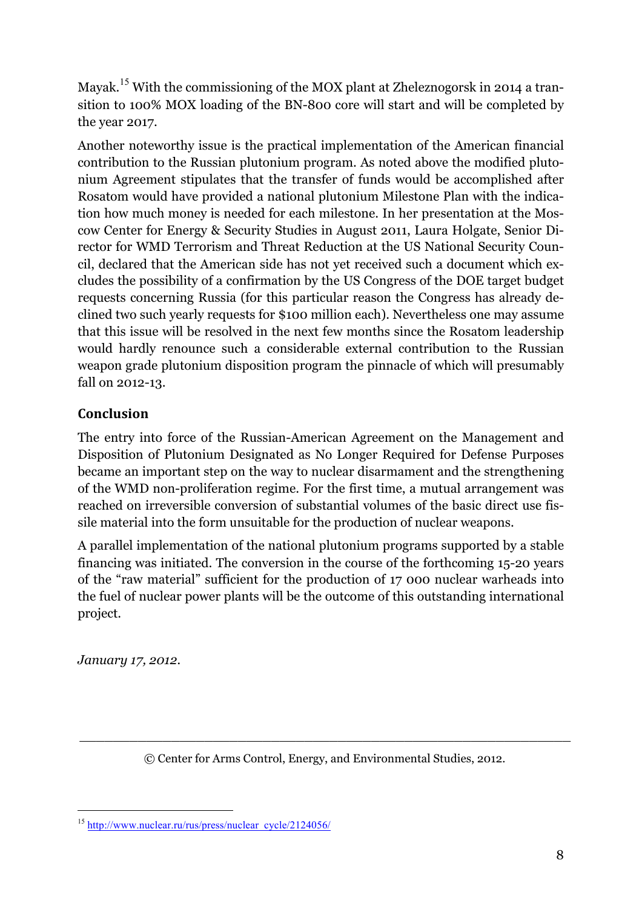Mayak.[15] With the commissioning of the MOX plant at Zheleznogorsk in 2014 a transition to 100% MOX loading of the BN-800 core will start and will be completed by the year 2017.

Another noteworthy issue is the practical implementation of the American financial contribution to the Russian plutonium program. As noted above the modified plutonium Agreement stipulates that the transfer of funds would be accomplished after Rosatom would have provided a national plutonium Milestone Plan with the indication how much money is needed for each milestone. In her presentation at the Moscow Center for Energy & Security Studies in August 2011, Laura Holgate, Senior Director for WMD Terrorism and Threat Reduction at the US National Security Council, declared that the American side has not yet received such a document which excludes the possibility of a confirmation by the US Congress of the DOE target budget requests concerning Russia (for this particular reason the Congress has already declined two such yearly requests for $100 million each). Nevertheless one may assume that this issue will be resolved in the next few months since the Rosatom leadership would hardly renounce such a considerable external contribution to the Russian weapon grade plutonium disposition program the pinnacle of which will presumably fall on 2012-13.

## Conclusion

The entry into force of the Russian-American Agreement on the Management and Disposition of Plutonium Designated as No Longer Required for Defense Purposes became an important step on the way to nuclear disarmament and the strengthening of the WMD non-proliferation regime. For the first time, a mutual arrangement was reached on irreversible conversion of substantial volumes of the basic direct use fissile material into the form unsuitable for the production of nuclear weapons.

A parallel implementation of the national plutonium programs supported by a stable financing was initiated. The conversion in the course of the forthcoming 15-20 years of the "raw material" sufficient for the production of 17 000 nuclear warheads into the fuel of nuclear power plants will be the outcome of this outstanding international project.

*January 17, 2012.*

---

© Center for Arms Control, Energy, and Environmental Studies, 2012.

---

[15] http://www.nuclear.ru/rus/press/nuclear_cycle/2124056/